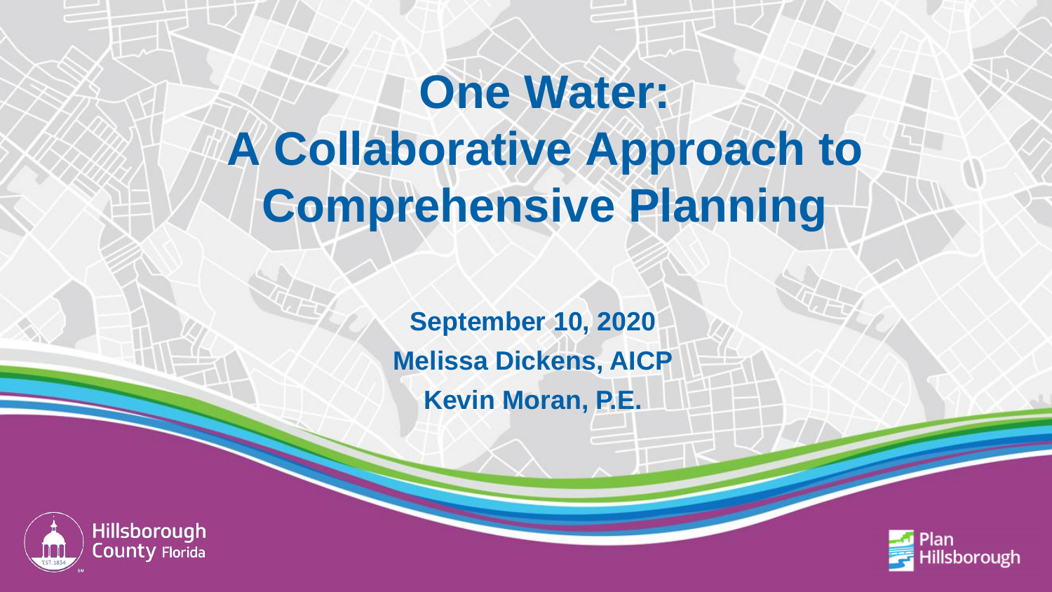# One Water: A Collaborative Approach to Comprehensive Planning

**September 10, 2020**

**Melissa Dickens, AICP**

**Kevin Moran, P.E.**

Hillsborough County Florida

Plan Hillsborough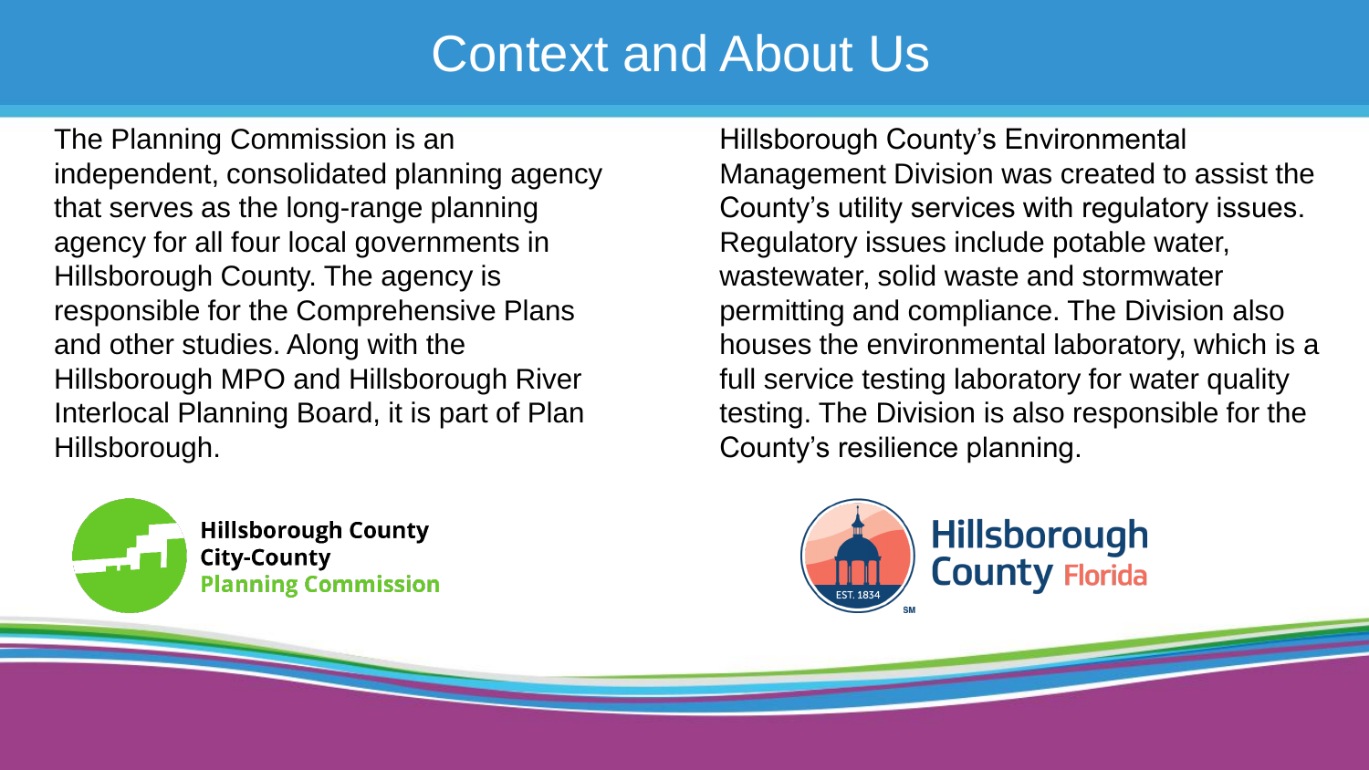# Context and About Us

The Planning Commission is an independent, consolidated planning agency that serves as the long-range planning agency for all four local governments in Hillsborough County. The agency is responsible for the Comprehensive Plans and other studies. Along with the Hillsborough MPO and Hillsborough River Interlocal Planning Board, it is part of Plan Hillsborough.

Hillsborough County City-County Planning Commission

Hillsborough County's Environmental Management Division was created to assist the County's utility services with regulatory issues. Regulatory issues include potable water, wastewater, solid waste and stormwater permitting and compliance. The Division also houses the environmental laboratory, which is a full service testing laboratory for water quality testing. The Division is also responsible for the County's resilience planning.

Hillsborough County Florida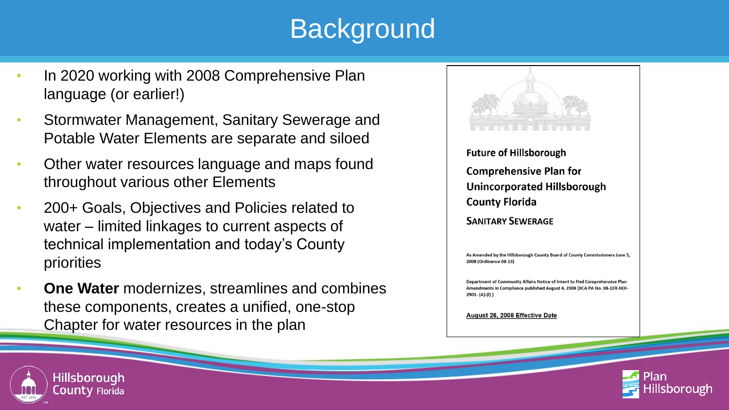# Background

- In 2020 working with 2008 Comprehensive Plan language (or earlier!)
- Stormwater Management, Sanitary Sewerage and Potable Water Elements are separate and siloed
- Other water resources language and maps found throughout various other Elements
- 200+ Goals, Objectives and Policies related to water – limited linkages to current aspects of technical implementation and today's County priorities
- **One Water** modernizes, streamlines and combines these components, creates a unified, one-stop Chapter for water resources in the plan

**Future of Hillsborough**

**Comprehensive Plan for Unincorporated Hillsborough County Florida**

**SANITARY SEWERAGE**

As Amended by the Hillsborough County Board of County Commissioners June 5, 2008 (Ordinance 08-13)

Department of Community Affairs Notice of Intent to Find Comprehensive Plan Amendments in Compliance published August 4, 2008 (DCA PA No. 08-1ER-NOI-2901- (A)-(I) )

August 26, 2008 Effective Date

Hillsborough County Florida

Plan Hillsborough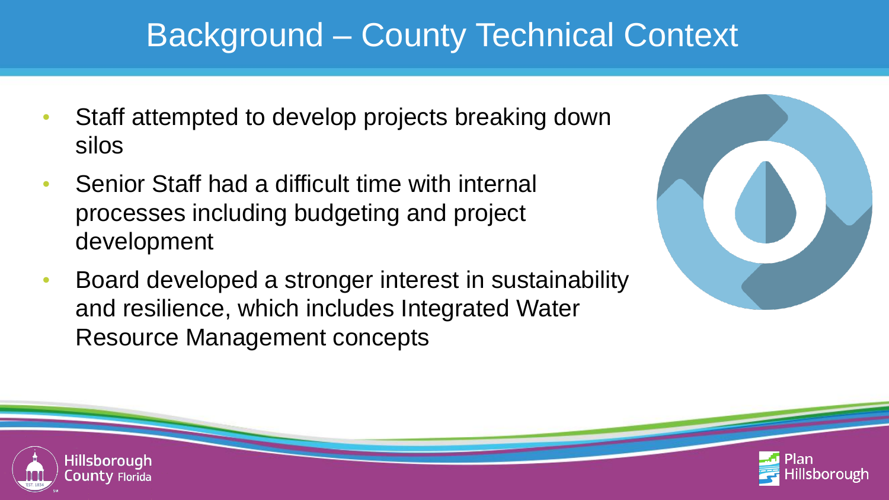# Background – County Technical Context

- Staff attempted to develop projects breaking down silos
- Senior Staff had a difficult time with internal processes including budgeting and project development
- Board developed a stronger interest in sustainability and resilience, which includes Integrated Water Resource Management concepts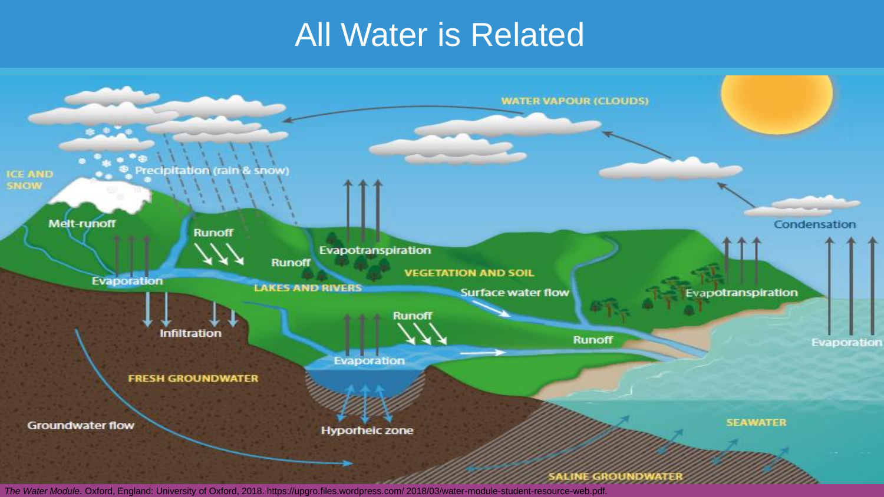# All Water is Related

WATER VAPOUR (CLOUDS)

ICE AND SNOW

Precipitation (rain & snow)

Melt-runoff

Runoff

Evaporation

Runoff

Evapotranspiration

Condensation

VEGETATION AND SOIL

LAKES AND RIVERS

Surface water flow

Evapotranspiration

Infiltration

Runoff

Runoff

Evaporation

Evaporation

FRESH GROUNDWATER

Groundwater flow

Hyporheic zone

SEAWATER

SALINE GROUNDWATER

*The Water Module*. Oxford, England: University of Oxford, 2018. https://upgro.files.wordpress.com/ 2018/03/water-module-student-resource-web.pdf.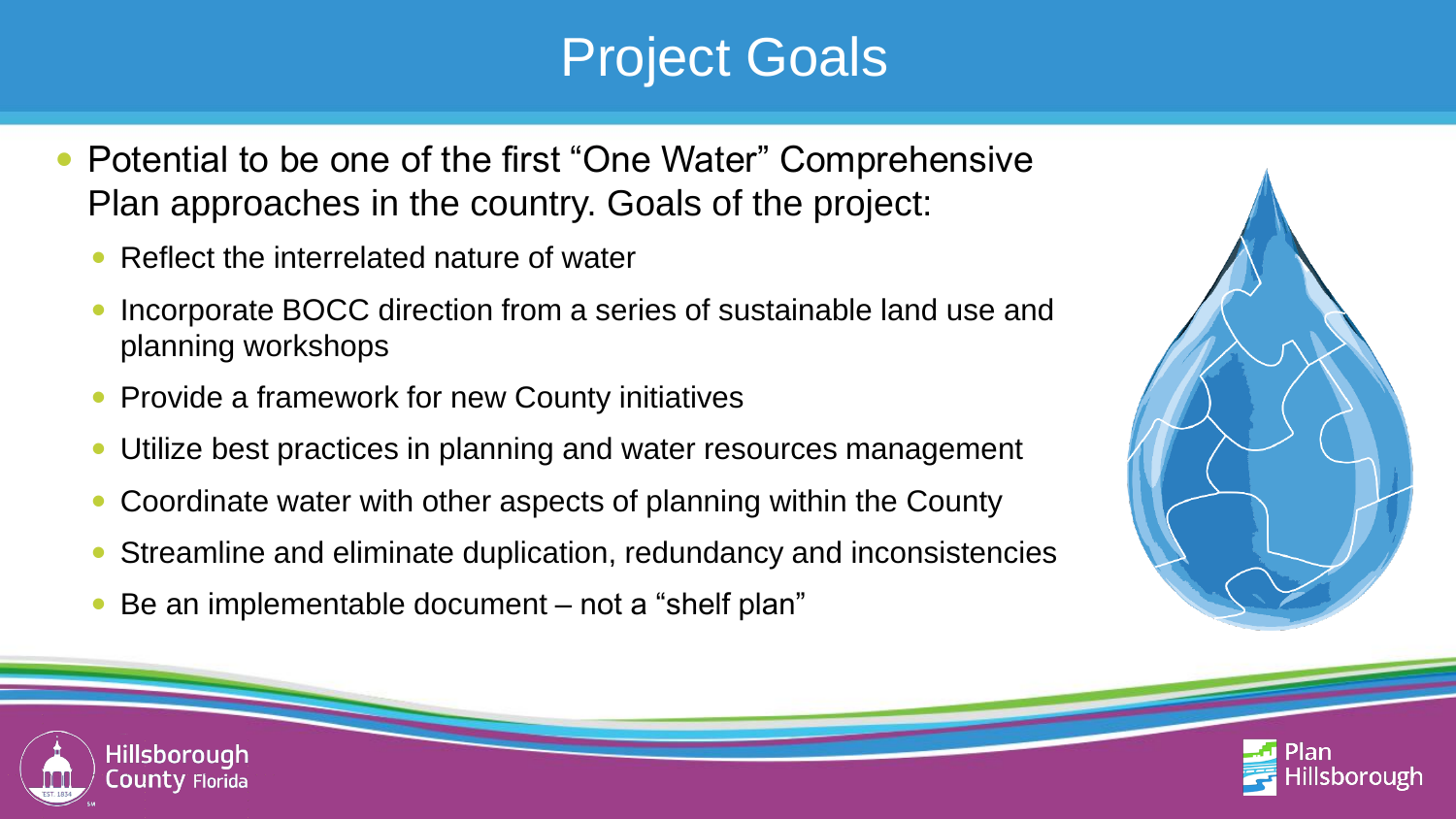# Project Goals

- Potential to be one of the first "One Water" Comprehensive Plan approaches in the country. Goals of the project:
  - Reflect the interrelated nature of water
  - Incorporate BOCC direction from a series of sustainable land use and planning workshops
  - Provide a framework for new County initiatives
  - Utilize best practices in planning and water resources management
  - Coordinate water with other aspects of planning within the County
  - Streamline and eliminate duplication, redundancy and inconsistencies
  - Be an implementable document – not a "shelf plan"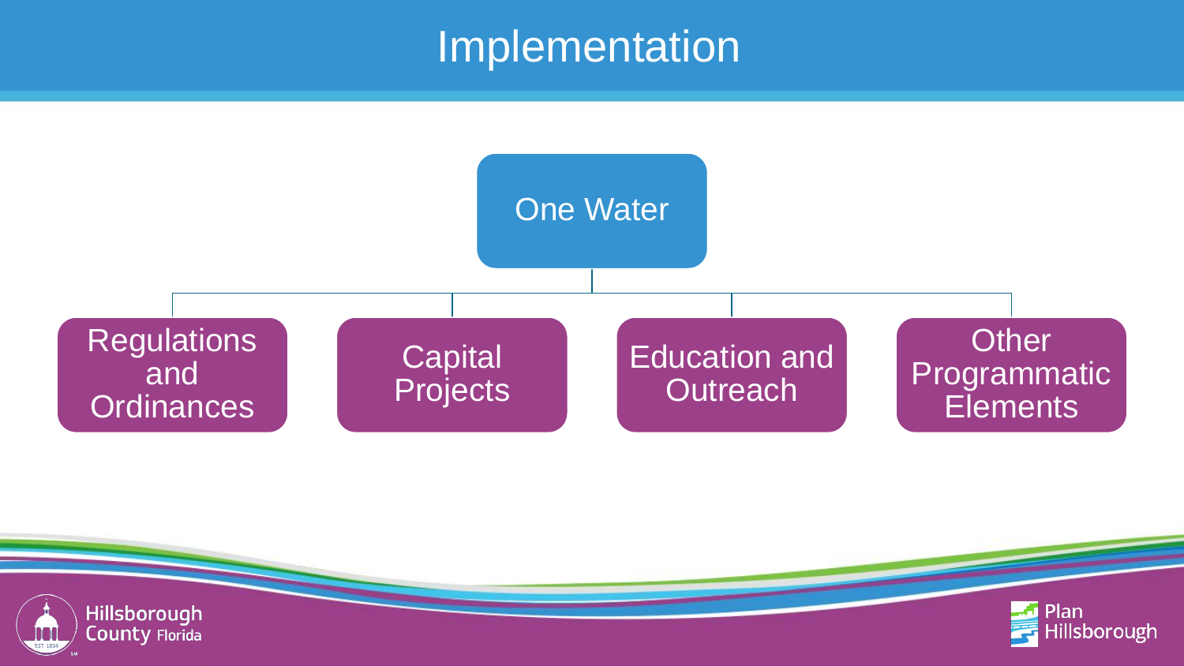# Implementation

One Water

- Regulations and Ordinances
- Capital Projects
- Education and Outreach
- Other Programmatic Elements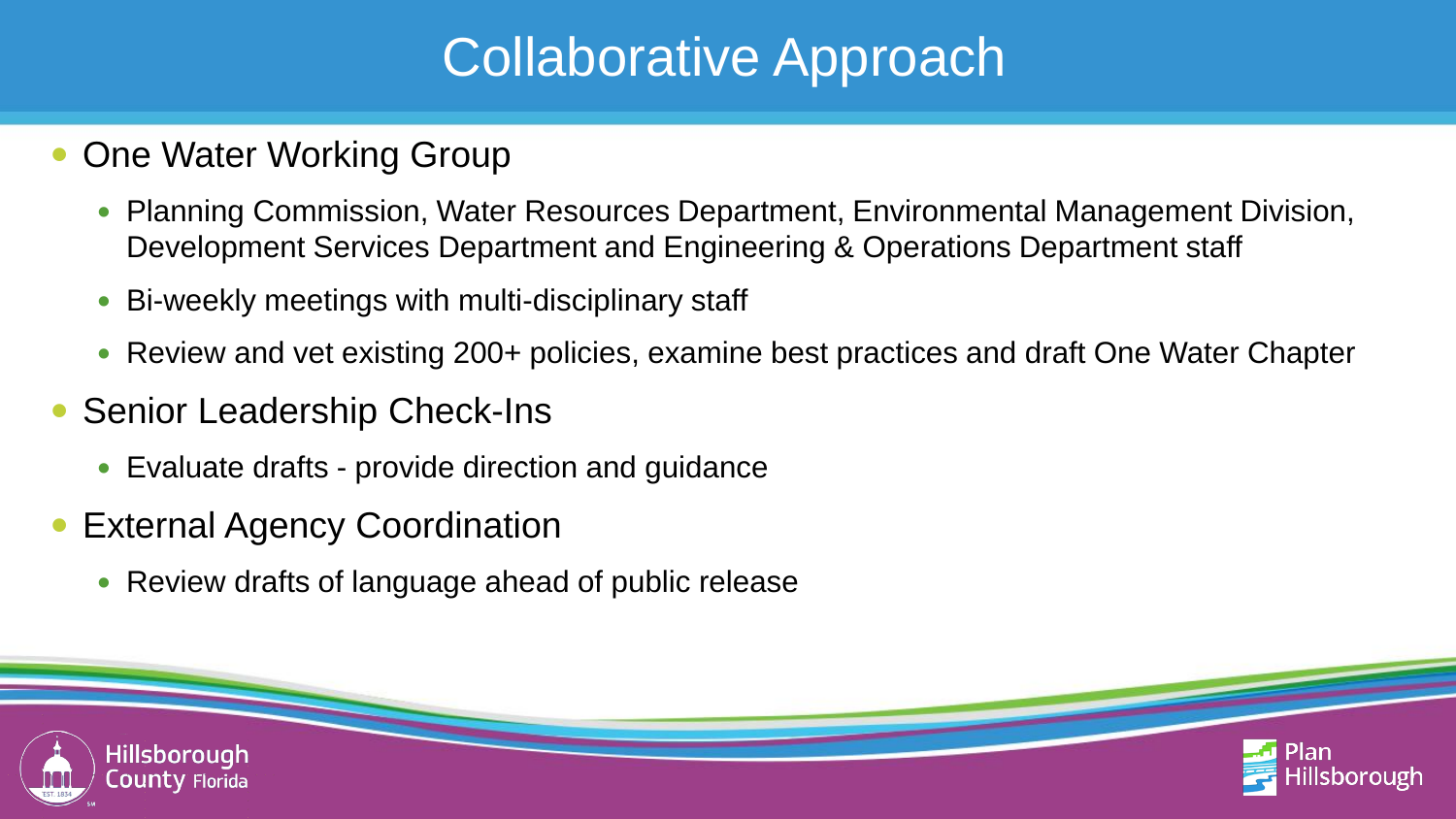# Collaborative Approach

- One Water Working Group
  - Planning Commission, Water Resources Department, Environmental Management Division, Development Services Department and Engineering & Operations Department staff
  - Bi-weekly meetings with multi-disciplinary staff
  - Review and vet existing 200+ policies, examine best practices and draft One Water Chapter
- Senior Leadership Check-Ins
  - Evaluate drafts - provide direction and guidance
- External Agency Coordination
  - Review drafts of language ahead of public release

Hillsborough County Florida

Plan Hillsborough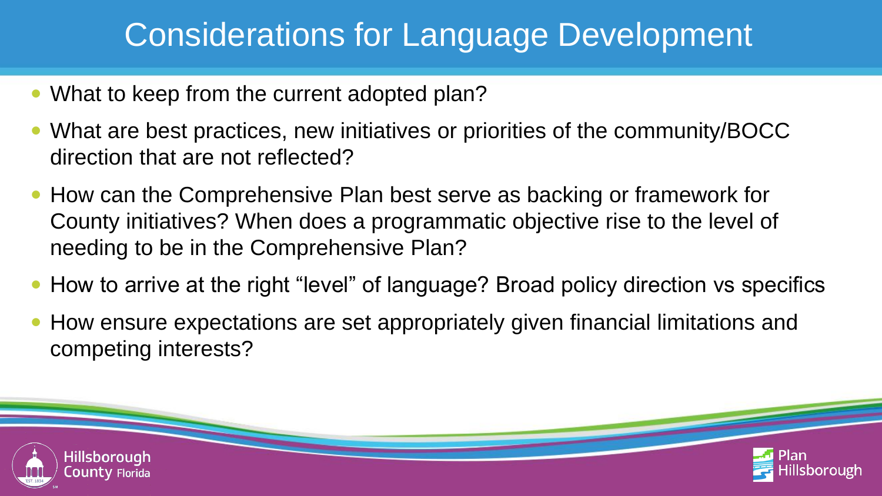# Considerations for Language Development

- What to keep from the current adopted plan?
- What are best practices, new initiatives or priorities of the community/BOCC direction that are not reflected?
- How can the Comprehensive Plan best serve as backing or framework for County initiatives? When does a programmatic objective rise to the level of needing to be in the Comprehensive Plan?
- How to arrive at the right "level" of language? Broad policy direction vs specifics
- How ensure expectations are set appropriately given financial limitations and competing interests?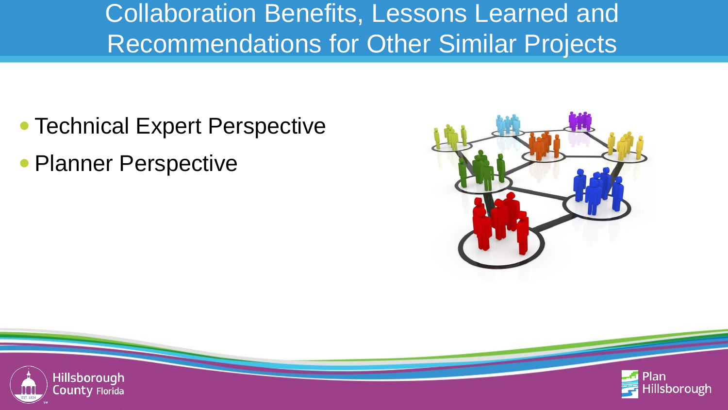# Collaboration Benefits, Lessons Learned and Recommendations for Other Similar Projects

- Technical Expert Perspective
- Planner Perspective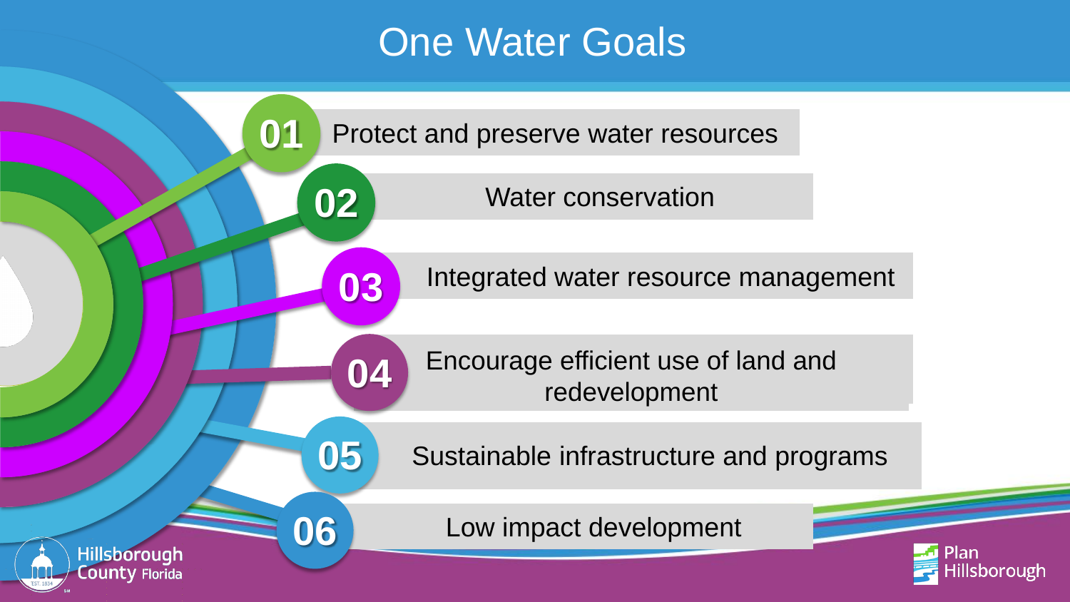# One Water Goals

- **01** Protect and preserve water resources
- **02** Water conservation
- **03** Integrated water resource management
- **04** Encourage efficient use of land and redevelopment
- **05** Sustainable infrastructure and programs
- **06** Low impact development

Hillsborough County Florida

Plan Hillsborough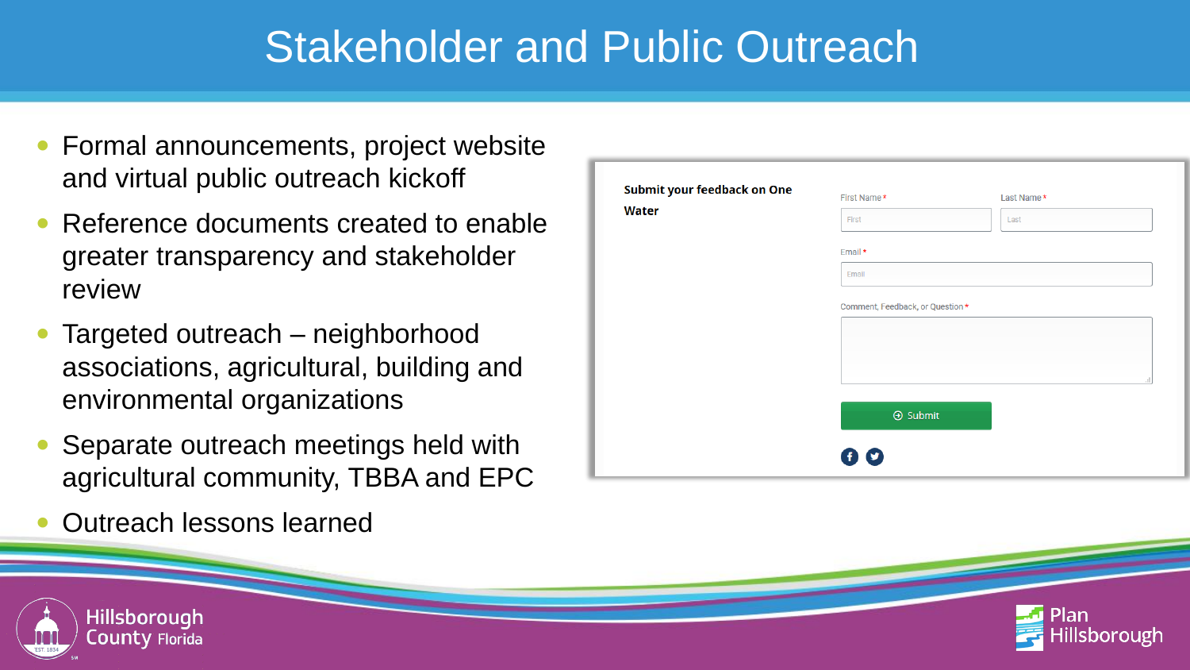# Stakeholder and Public Outreach

- Formal announcements, project website and virtual public outreach kickoff
- Reference documents created to enable greater transparency and stakeholder review
- Targeted outreach – neighborhood associations, agricultural, building and environmental organizations
- Separate outreach meetings held with agricultural community, TBBA and EPC
- Outreach lessons learned

**Submit your feedback on One Water**

First Name *

Last Name *

Email *

Comment, Feedback, or Question *

Submit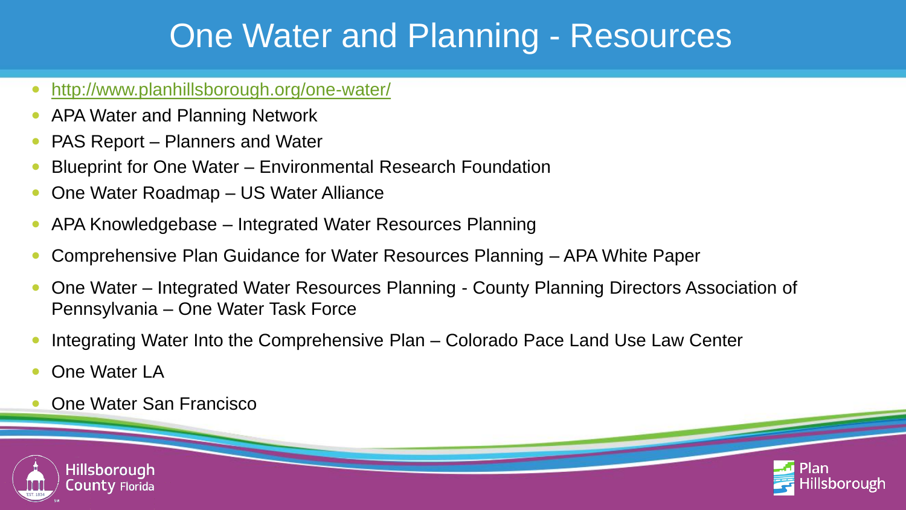# One Water and Planning - Resources

- http://www.planhillsborough.org/one-water/
- APA Water and Planning Network
- PAS Report – Planners and Water
- Blueprint for One Water – Environmental Research Foundation
- One Water Roadmap – US Water Alliance
- APA Knowledgebase – Integrated Water Resources Planning
- Comprehensive Plan Guidance for Water Resources Planning – APA White Paper
- One Water – Integrated Water Resources Planning - County Planning Directors Association of Pennsylvania – One Water Task Force
- Integrating Water Into the Comprehensive Plan – Colorado Pace Land Use Law Center
- One Water LA
- One Water San Francisco

Hillsborough County Florida

Plan Hillsborough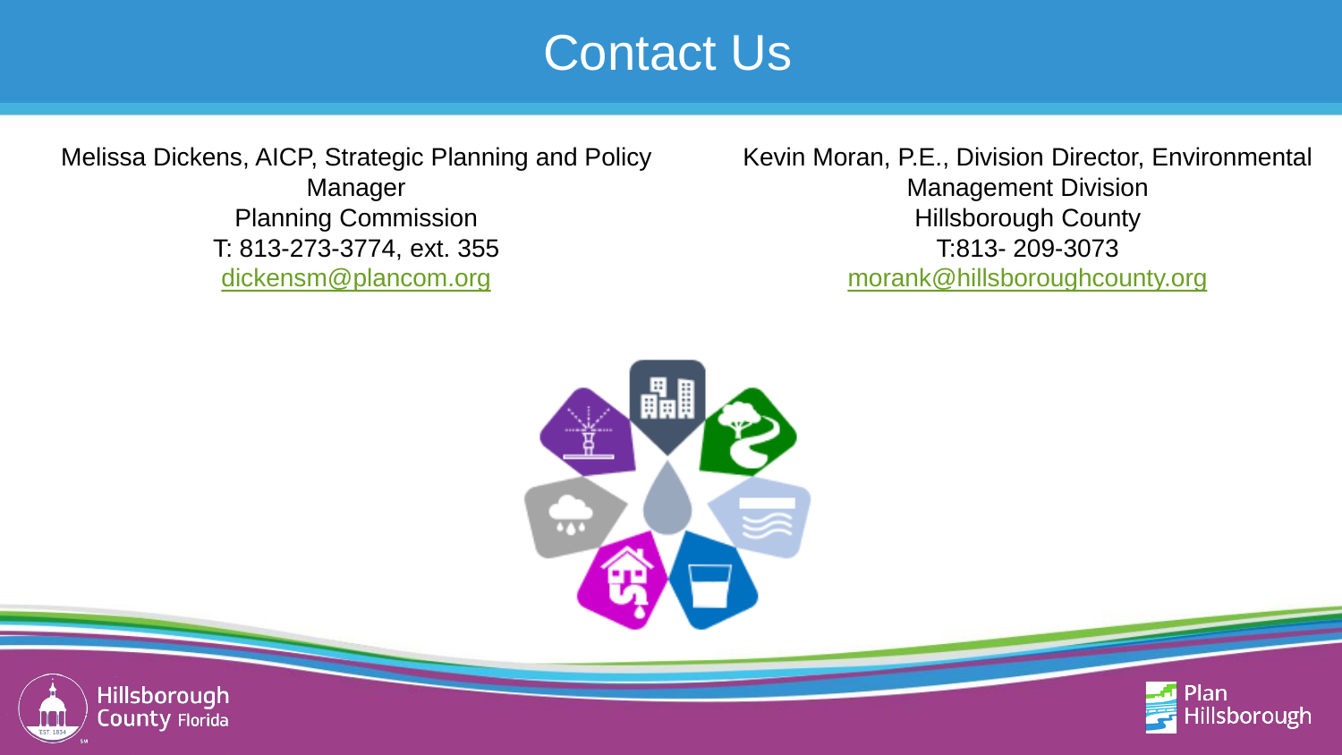# Contact Us

Melissa Dickens, AICP, Strategic Planning and Policy Manager
Planning Commission
T: 813-273-3774, ext. 355
dickensm@plancom.org

Kevin Moran, P.E., Division Director, Environmental Management Division
Hillsborough County
T:813- 209-3073
morank@hillsboroughcounty.org